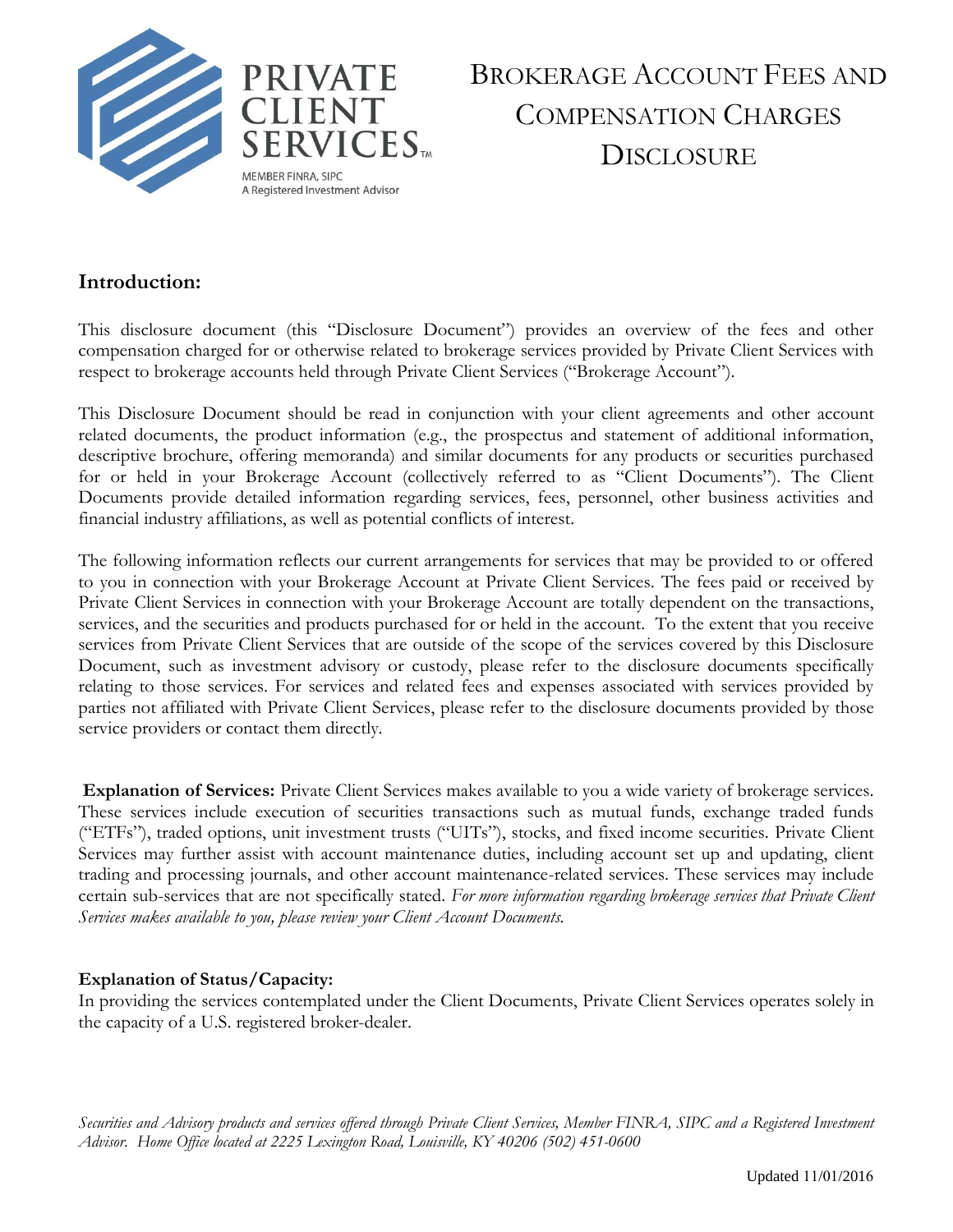PRIVATE CLIENT SERVICES™

MEMBER FINRA, SIPC
A Registered Investment Advisor

# Brokerage Account Fees and Compensation Charges Disclosure

## Introduction:

This disclosure document (this "Disclosure Document") provides an overview of the fees and other compensation charged for or otherwise related to brokerage services provided by Private Client Services with respect to brokerage accounts held through Private Client Services ("Brokerage Account").

This Disclosure Document should be read in conjunction with your client agreements and other account related documents, the product information (e.g., the prospectus and statement of additional information, descriptive brochure, offering memoranda) and similar documents for any products or securities purchased for or held in your Brokerage Account (collectively referred to as "Client Documents"). The Client Documents provide detailed information regarding services, fees, personnel, other business activities and financial industry affiliations, as well as potential conflicts of interest.

The following information reflects our current arrangements for services that may be provided to or offered to you in connection with your Brokerage Account at Private Client Services. The fees paid or received by Private Client Services in connection with your Brokerage Account are totally dependent on the transactions, services, and the securities and products purchased for or held in the account. To the extent that you receive services from Private Client Services that are outside of the scope of the services covered by this Disclosure Document, such as investment advisory or custody, please refer to the disclosure documents specifically relating to those services. For services and related fees and expenses associated with services provided by parties not affiliated with Private Client Services, please refer to the disclosure documents provided by those service providers or contact them directly.

**Explanation of Services:** Private Client Services makes available to you a wide variety of brokerage services. These services include execution of securities transactions such as mutual funds, exchange traded funds ("ETFs"), traded options, unit investment trusts ("UITs"), stocks, and fixed income securities. Private Client Services may further assist with account maintenance duties, including account set up and updating, client trading and processing journals, and other account maintenance-related services. These services may include certain sub-services that are not specifically stated. *For more information regarding brokerage services that Private Client Services makes available to you, please review your Client Account Documents.*

**Explanation of Status/Capacity:**
In providing the services contemplated under the Client Documents, Private Client Services operates solely in the capacity of a U.S. registered broker-dealer.

*Securities and Advisory products and services offered through Private Client Services, Member FINRA, SIPC and a Registered Investment Advisor. Home Office located at 2225 Lexington Road, Louisville, KY 40206 (502) 451-0600*

Updated 11/01/2016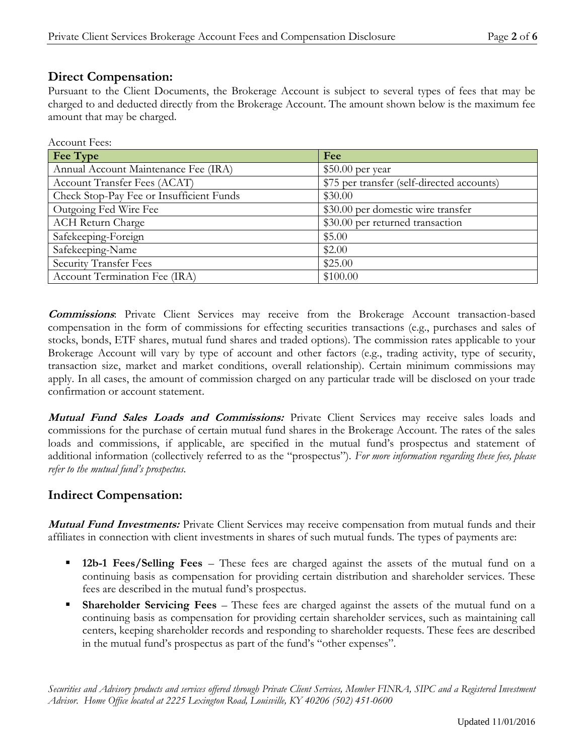## Direct Compensation:

Pursuant to the Client Documents, the Brokerage Account is subject to several types of fees that may be charged to and deducted directly from the Brokerage Account. The amount shown below is the maximum fee amount that may be charged.

Account Fees:

| Fee Type | Fee |
|---|---|
| Annual Account Maintenance Fee (IRA) | $50.00 per year |
| Account Transfer Fees (ACAT) | $75 per transfer (self-directed accounts) |
| Check Stop-Pay Fee or Insufficient Funds | $30.00 |
| Outgoing Fed Wire Fee | $30.00 per domestic wire transfer |
| ACH Return Charge | $30.00 per returned transaction |
| Safekeeping-Foreign | $5.00 |
| Safekeeping-Name | $2.00 |
| Security Transfer Fees | $25.00 |
| Account Termination Fee (IRA) | $100.00 |

***Commissions***: Private Client Services may receive from the Brokerage Account transaction-based compensation in the form of commissions for effecting securities transactions (e.g., purchases and sales of stocks, bonds, ETF shares, mutual fund shares and traded options). The commission rates applicable to your Brokerage Account will vary by type of account and other factors (e.g., trading activity, type of security, transaction size, market and market conditions, overall relationship). Certain minimum commissions may apply. In all cases, the amount of commission charged on any particular trade will be disclosed on your trade confirmation or account statement.

***Mutual Fund Sales Loads and Commissions:*** Private Client Services may receive sales loads and commissions for the purchase of certain mutual fund shares in the Brokerage Account. The rates of the sales loads and commissions, if applicable, are specified in the mutual fund's prospectus and statement of additional information (collectively referred to as the "prospectus"). *For more information regarding these fees, please refer to the mutual fund's prospectus.*

## Indirect Compensation:

***Mutual Fund Investments:*** Private Client Services may receive compensation from mutual funds and their affiliates in connection with client investments in shares of such mutual funds. The types of payments are:

- **12b-1 Fees/Selling Fees** – These fees are charged against the assets of the mutual fund on a continuing basis as compensation for providing certain distribution and shareholder services. These fees are described in the mutual fund's prospectus.
- **Shareholder Servicing Fees** – These fees are charged against the assets of the mutual fund on a continuing basis as compensation for providing certain shareholder services, such as maintaining call centers, keeping shareholder records and responding to shareholder requests. These fees are described in the mutual fund's prospectus as part of the fund's "other expenses".

*Securities and Advisory products and services offered through Private Client Services, Member FINRA, SIPC and a Registered Investment Advisor. Home Office located at 2225 Lexington Road, Louisville, KY 40206 (502) 451-0600*

Updated 11/01/2016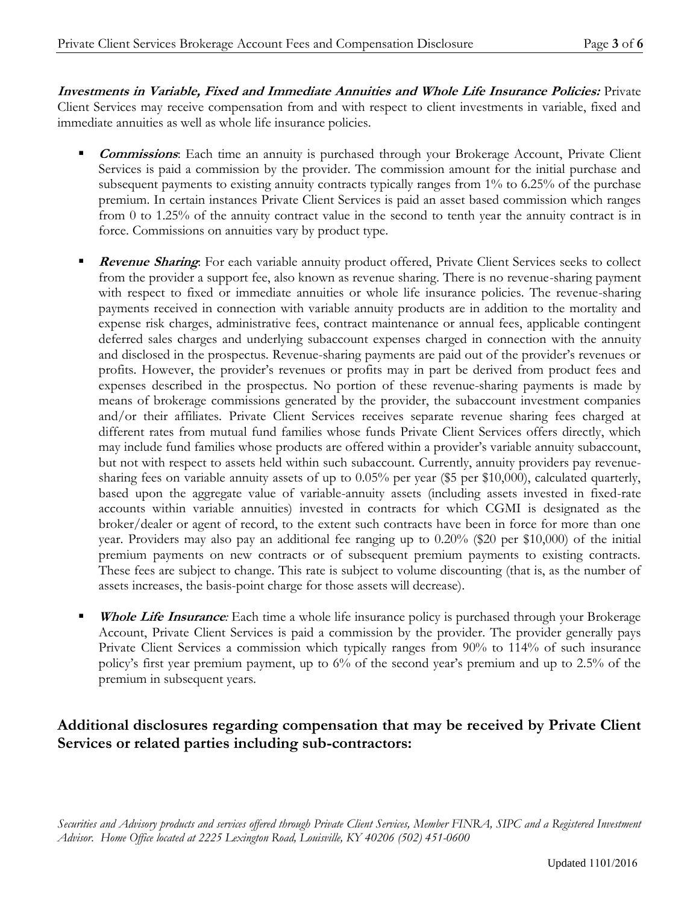***Investments in Variable, Fixed and Immediate Annuities and Whole Life Insurance Policies:*** Private Client Services may receive compensation from and with respect to client investments in variable, fixed and immediate annuities as well as whole life insurance policies.

- ***Commissions***: Each time an annuity is purchased through your Brokerage Account, Private Client Services is paid a commission by the provider. The commission amount for the initial purchase and subsequent payments to existing annuity contracts typically ranges from 1% to 6.25% of the purchase premium. In certain instances Private Client Services is paid an asset based commission which ranges from 0 to 1.25% of the annuity contract value in the second to tenth year the annuity contract is in force. Commissions on annuities vary by product type.

- ***Revenue Sharing***: For each variable annuity product offered, Private Client Services seeks to collect from the provider a support fee, also known as revenue sharing. There is no revenue-sharing payment with respect to fixed or immediate annuities or whole life insurance policies. The revenue-sharing payments received in connection with variable annuity products are in addition to the mortality and expense risk charges, administrative fees, contract maintenance or annual fees, applicable contingent deferred sales charges and underlying subaccount expenses charged in connection with the annuity and disclosed in the prospectus. Revenue-sharing payments are paid out of the provider's revenues or profits. However, the provider's revenues or profits may in part be derived from product fees and expenses described in the prospectus. No portion of these revenue-sharing payments is made by means of brokerage commissions generated by the provider, the subaccount investment companies and/or their affiliates. Private Client Services receives separate revenue sharing fees charged at different rates from mutual fund families whose funds Private Client Services offers directly, which may include fund families whose products are offered within a provider's variable annuity subaccount, but not with respect to assets held within such subaccount. Currently, annuity providers pay revenue-sharing fees on variable annuity assets of up to 0.05% per year ($5 per $10,000), calculated quarterly, based upon the aggregate value of variable-annuity assets (including assets invested in fixed-rate accounts within variable annuities) invested in contracts for which CGMI is designated as the broker/dealer or agent of record, to the extent such contracts have been in force for more than one year. Providers may also pay an additional fee ranging up to 0.20% ($20 per $10,000) of the initial premium payments on new contracts or of subsequent premium payments to existing contracts. These fees are subject to change. This rate is subject to volume discounting (that is, as the number of assets increases, the basis-point charge for those assets will decrease).

- ***Whole Life Insurance**:* Each time a whole life insurance policy is purchased through your Brokerage Account, Private Client Services is paid a commission by the provider. The provider generally pays Private Client Services a commission which typically ranges from 90% to 114% of such insurance policy's first year premium payment, up to 6% of the second year's premium and up to 2.5% of the premium in subsequent years.

## Additional disclosures regarding compensation that may be received by Private Client Services or related parties including sub-contractors: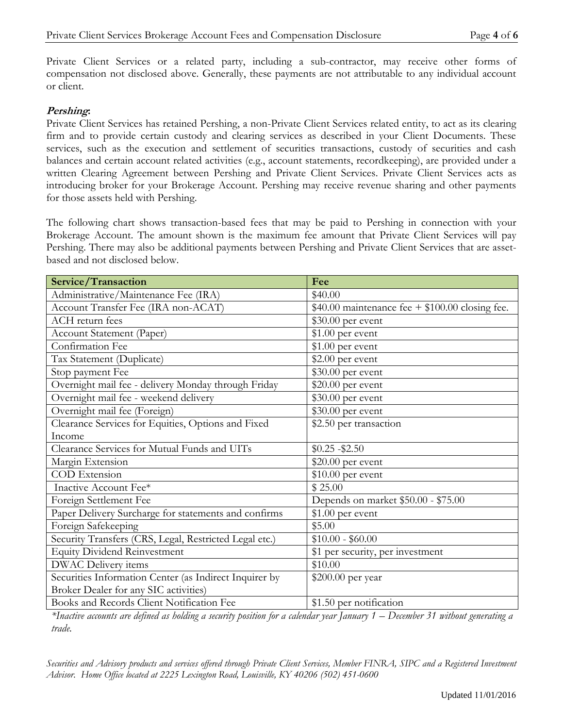Private Client Services or a related party, including a sub-contractor, may receive other forms of compensation not disclosed above. Generally, these payments are not attributable to any individual account or client.

***Pershing*:**

Private Client Services has retained Pershing, a non-Private Client Services related entity, to act as its clearing firm and to provide certain custody and clearing services as described in your Client Documents. These services, such as the execution and settlement of securities transactions, custody of securities and cash balances and certain account related activities (e.g., account statements, recordkeeping), are provided under a written Clearing Agreement between Pershing and Private Client Services. Private Client Services acts as introducing broker for your Brokerage Account. Pershing may receive revenue sharing and other payments for those assets held with Pershing.

The following chart shows transaction-based fees that may be paid to Pershing in connection with your Brokerage Account. The amount shown is the maximum fee amount that Private Client Services will pay Pershing. There may also be additional payments between Pershing and Private Client Services that are asset-based and not disclosed below.

| Service/Transaction | Fee |
|---|---|
| Administrative/Maintenance Fee (IRA) | $40.00 |
| Account Transfer Fee (IRA non-ACAT) | $40.00 maintenance fee + $100.00 closing fee. |
| ACH return fees | $30.00 per event |
| Account Statement (Paper) | $1.00 per event |
| Confirmation Fee | $1.00 per event |
| Tax Statement (Duplicate) | $2.00 per event |
| Stop payment Fee | $30.00 per event |
| Overnight mail fee - delivery Monday through Friday | $20.00 per event |
| Overnight mail fee - weekend delivery | $30.00 per event |
| Overnight mail fee (Foreign) | $30.00 per event |
| Clearance Services for Equities, Options and Fixed Income | $2.50 per transaction |
| Clearance Services for Mutual Funds and UITs | $0.25 -$2.50 |
| Margin Extension | $20.00 per event |
| COD Extension | $10.00 per event |
| Inactive Account Fee* | $ 25.00 |
| Foreign Settlement Fee | Depends on market $50.00 - $75.00 |
| Paper Delivery Surcharge for statements and confirms | $1.00 per event |
| Foreign Safekeeping | $5.00 |
| Security Transfers (CRS, Legal, Restricted Legal etc.) | $10.00 - $60.00 |
| Equity Dividend Reinvestment | $1 per security, per investment |
| DWAC Delivery items | $10.00 |
| Securities Information Center (as Indirect Inquirer by Broker Dealer for any SIC activities) | $200.00 per year |
| Books and Records Client Notification Fee | $1.50 per notification |

*\*Inactive accounts are defined as holding a security position for a calendar year January 1 – December 31 without generating a trade.*

*Securities and Advisory products and services offered through Private Client Services, Member FINRA, SIPC and a Registered Investment Advisor. Home Office located at 2225 Lexington Road, Louisville, KY 40206 (502) 451-0600*

Updated 11/01/2016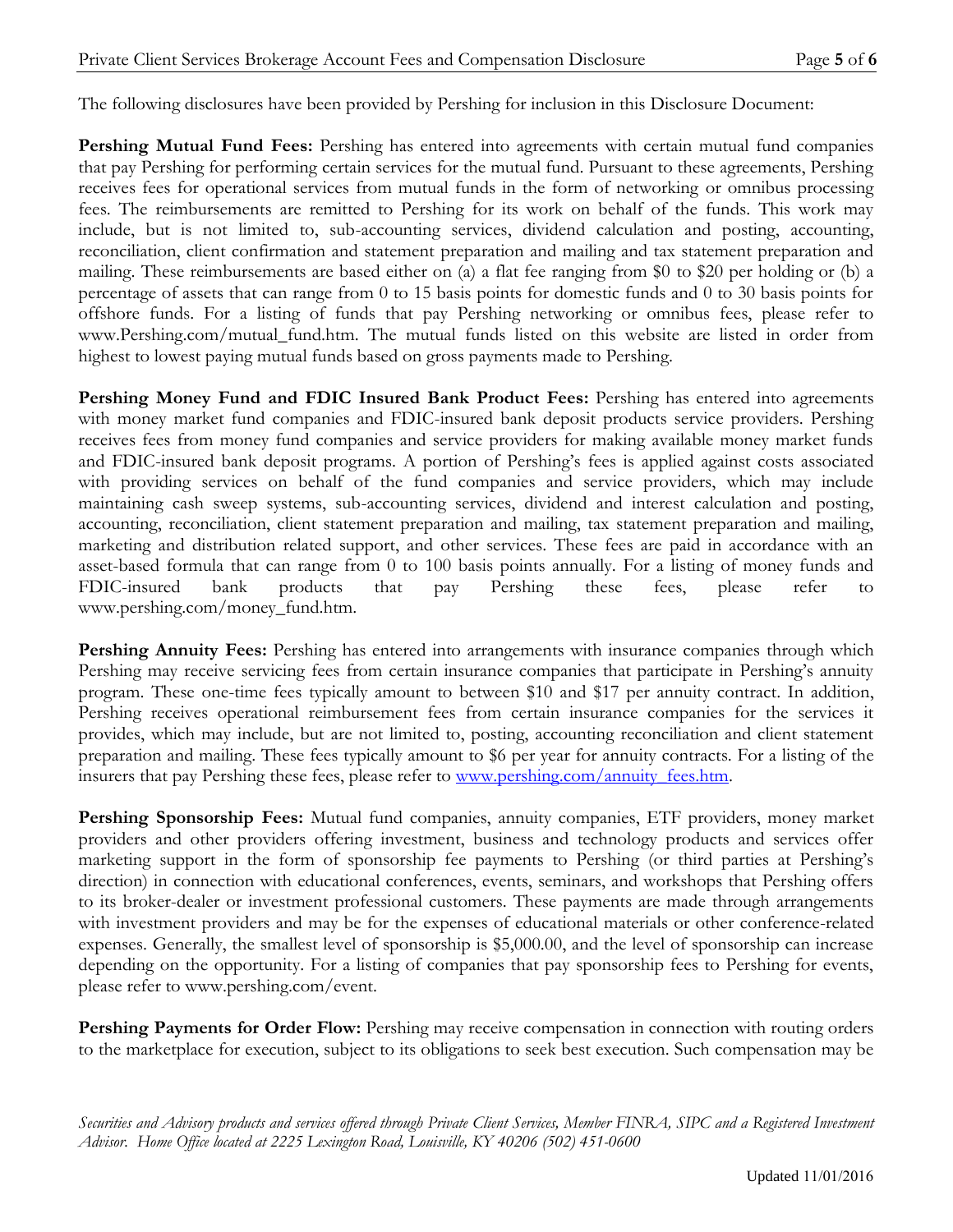The following disclosures have been provided by Pershing for inclusion in this Disclosure Document:

**Pershing Mutual Fund Fees:** Pershing has entered into agreements with certain mutual fund companies that pay Pershing for performing certain services for the mutual fund. Pursuant to these agreements, Pershing receives fees for operational services from mutual funds in the form of networking or omnibus processing fees. The reimbursements are remitted to Pershing for its work on behalf of the funds. This work may include, but is not limited to, sub-accounting services, dividend calculation and posting, accounting, reconciliation, client confirmation and statement preparation and mailing and tax statement preparation and mailing. These reimbursements are based either on (a) a flat fee ranging from $0 to $20 per holding or (b) a percentage of assets that can range from 0 to 15 basis points for domestic funds and 0 to 30 basis points for offshore funds. For a listing of funds that pay Pershing networking or omnibus fees, please refer to www.Pershing.com/mutual_fund.htm. The mutual funds listed on this website are listed in order from highest to lowest paying mutual funds based on gross payments made to Pershing.

**Pershing Money Fund and FDIC Insured Bank Product Fees:** Pershing has entered into agreements with money market fund companies and FDIC-insured bank deposit products service providers. Pershing receives fees from money fund companies and service providers for making available money market funds and FDIC-insured bank deposit programs. A portion of Pershing's fees is applied against costs associated with providing services on behalf of the fund companies and service providers, which may include maintaining cash sweep systems, sub-accounting services, dividend and interest calculation and posting, accounting, reconciliation, client statement preparation and mailing, tax statement preparation and mailing, marketing and distribution related support, and other services. These fees are paid in accordance with an asset-based formula that can range from 0 to 100 basis points annually. For a listing of money funds and FDIC-insured bank products that pay Pershing these fees, please refer to www.pershing.com/money_fund.htm.

**Pershing Annuity Fees:** Pershing has entered into arrangements with insurance companies through which Pershing may receive servicing fees from certain insurance companies that participate in Pershing's annuity program. These one-time fees typically amount to between $10 and $17 per annuity contract. In addition, Pershing receives operational reimbursement fees from certain insurance companies for the services it provides, which may include, but are not limited to, posting, accounting reconciliation and client statement preparation and mailing. These fees typically amount to $6 per year for annuity contracts. For a listing of the insurers that pay Pershing these fees, please refer to www.pershing.com/annuity_fees.htm.

**Pershing Sponsorship Fees:** Mutual fund companies, annuity companies, ETF providers, money market providers and other providers offering investment, business and technology products and services offer marketing support in the form of sponsorship fee payments to Pershing (or third parties at Pershing's direction) in connection with educational conferences, events, seminars, and workshops that Pershing offers to its broker-dealer or investment professional customers. These payments are made through arrangements with investment providers and may be for the expenses of educational materials or other conference-related expenses. Generally, the smallest level of sponsorship is $5,000.00, and the level of sponsorship can increase depending on the opportunity. For a listing of companies that pay sponsorship fees to Pershing for events, please refer to www.pershing.com/event.

**Pershing Payments for Order Flow:** Pershing may receive compensation in connection with routing orders to the marketplace for execution, subject to its obligations to seek best execution. Such compensation may be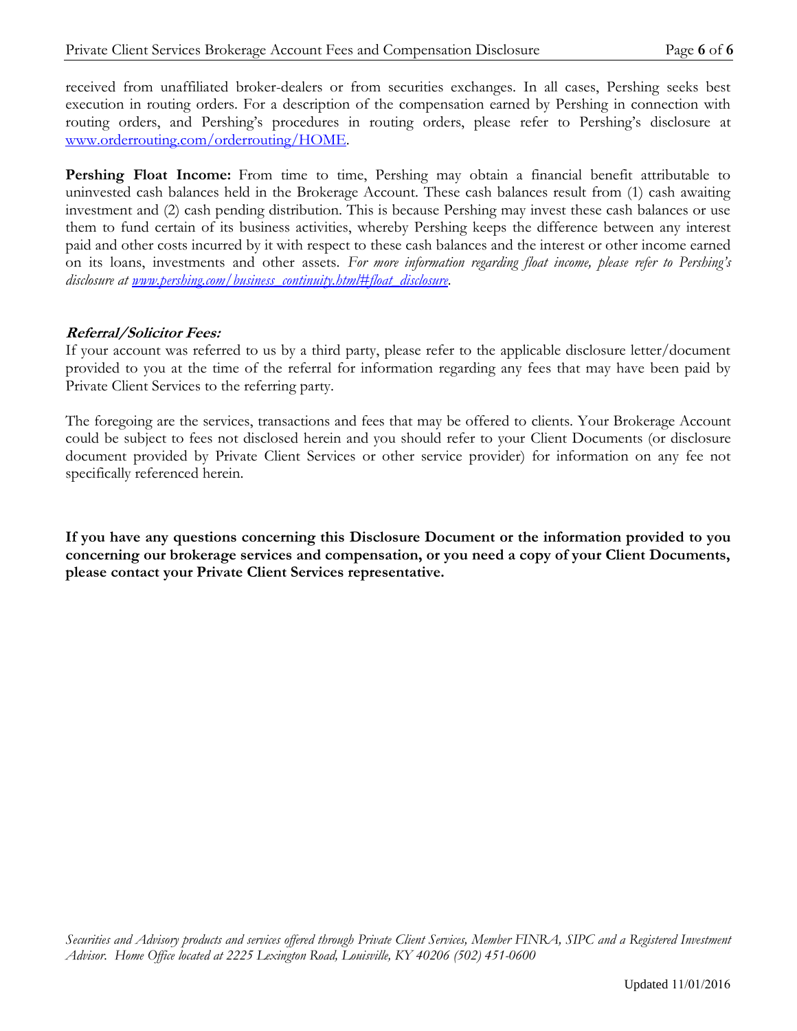received from unaffiliated broker-dealers or from securities exchanges. In all cases, Pershing seeks best execution in routing orders. For a description of the compensation earned by Pershing in connection with routing orders, and Pershing's procedures in routing orders, please refer to Pershing's disclosure at www.orderrouting.com/orderrouting/HOME.

**Pershing Float Income:** From time to time, Pershing may obtain a financial benefit attributable to uninvested cash balances held in the Brokerage Account. These cash balances result from (1) cash awaiting investment and (2) cash pending distribution. This is because Pershing may invest these cash balances or use them to fund certain of its business activities, whereby Pershing keeps the difference between any interest paid and other costs incurred by it with respect to these cash balances and the interest or other income earned on its loans, investments and other assets. *For more information regarding float income, please refer to Pershing's disclosure at www.pershing.com/business_continuity.html#float_disclosure.*

***Referral/Solicitor Fees:***

If your account was referred to us by a third party, please refer to the applicable disclosure letter/document provided to you at the time of the referral for information regarding any fees that may have been paid by Private Client Services to the referring party.

The foregoing are the services, transactions and fees that may be offered to clients. Your Brokerage Account could be subject to fees not disclosed herein and you should refer to your Client Documents (or disclosure document provided by Private Client Services or other service provider) for information on any fee not specifically referenced herein.

**If you have any questions concerning this Disclosure Document or the information provided to you concerning our brokerage services and compensation, or you need a copy of your Client Documents, please contact your Private Client Services representative.**

*Securities and Advisory products and services offered through Private Client Services, Member FINRA, SIPC and a Registered Investment Advisor. Home Office located at 2225 Lexington Road, Louisville, KY 40206 (502) 451-0600*

Updated 11/01/2016